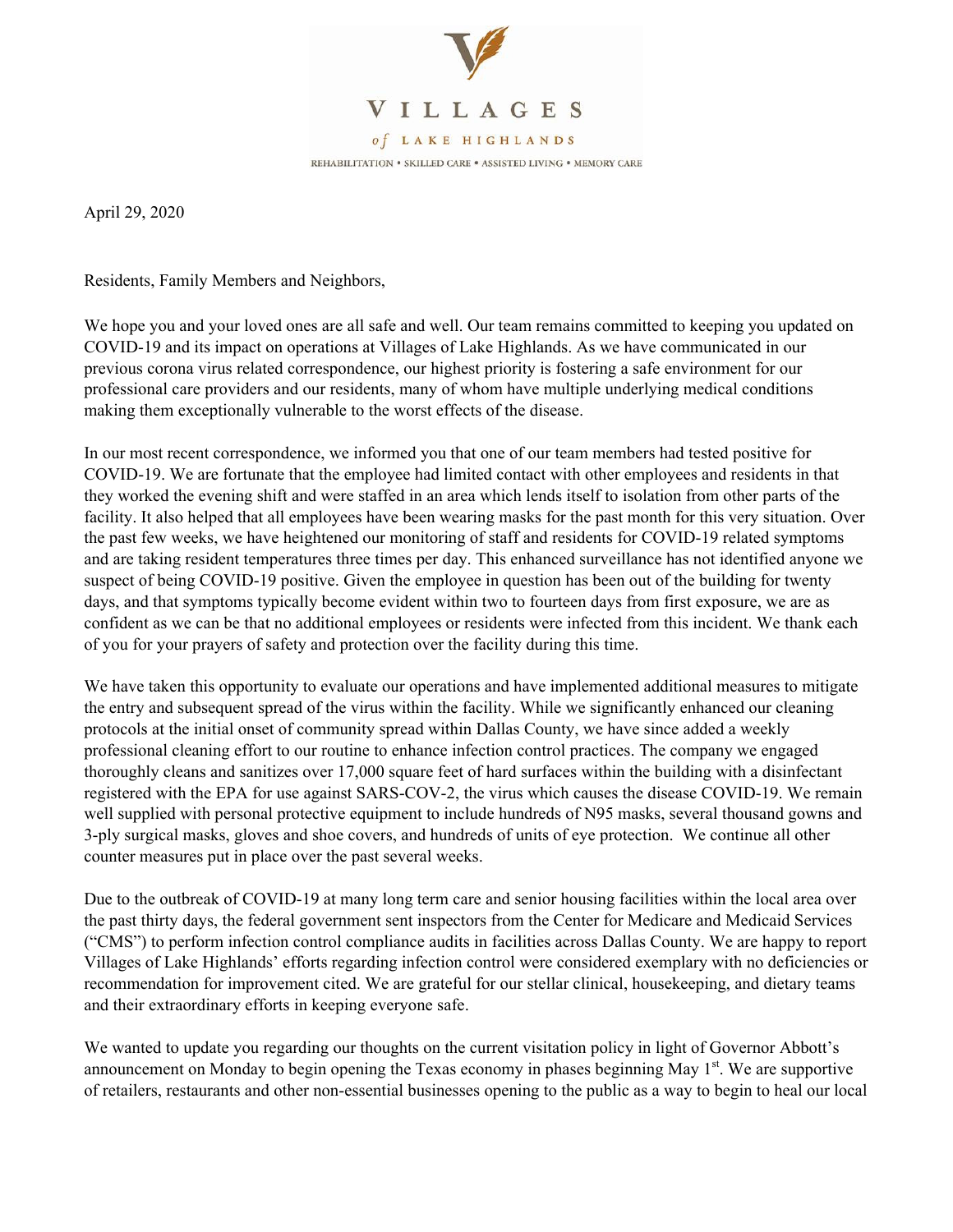VILLAGES

*of* LAKE HIGHLANDS

REHABILITATION • SKILLED CARE • ASSISTED LIVING • MEMORY CARE

April 29, 2020

Residents, Family Members and Neighbors,

We hope you and your loved ones are all safe and well. Our team remains committed to keeping you updated on COVID-19 and its impact on operations at Villages of Lake Highlands. As we have communicated in our previous corona virus related correspondence, our highest priority is fostering a safe environment for our professional care providers and our residents, many of whom have multiple underlying medical conditions making them exceptionally vulnerable to the worst effects of the disease.

In our most recent correspondence, we informed you that one of our team members had tested positive for COVID-19. We are fortunate that the employee had limited contact with other employees and residents in that they worked the evening shift and were staffed in an area which lends itself to isolation from other parts of the facility. It also helped that all employees have been wearing masks for the past month for this very situation. Over the past few weeks, we have heightened our monitoring of staff and residents for COVID-19 related symptoms and are taking resident temperatures three times per day. This enhanced surveillance has not identified anyone we suspect of being COVID-19 positive. Given the employee in question has been out of the building for twenty days, and that symptoms typically become evident within two to fourteen days from first exposure, we are as confident as we can be that no additional employees or residents were infected from this incident. We thank each of you for your prayers of safety and protection over the facility during this time.

We have taken this opportunity to evaluate our operations and have implemented additional measures to mitigate the entry and subsequent spread of the virus within the facility. While we significantly enhanced our cleaning protocols at the initial onset of community spread within Dallas County, we have since added a weekly professional cleaning effort to our routine to enhance infection control practices. The company we engaged thoroughly cleans and sanitizes over 17,000 square feet of hard surfaces within the building with a disinfectant registered with the EPA for use against SARS-COV-2, the virus which causes the disease COVID-19. We remain well supplied with personal protective equipment to include hundreds of N95 masks, several thousand gowns and 3-ply surgical masks, gloves and shoe covers, and hundreds of units of eye protection. We continue all other counter measures put in place over the past several weeks.

Due to the outbreak of COVID-19 at many long term care and senior housing facilities within the local area over the past thirty days, the federal government sent inspectors from the Center for Medicare and Medicaid Services ("CMS") to perform infection control compliance audits in facilities across Dallas County. We are happy to report Villages of Lake Highlands' efforts regarding infection control were considered exemplary with no deficiencies or recommendation for improvement cited. We are grateful for our stellar clinical, housekeeping, and dietary teams and their extraordinary efforts in keeping everyone safe.

We wanted to update you regarding our thoughts on the current visitation policy in light of Governor Abbott's announcement on Monday to begin opening the Texas economy in phases beginning May 1st. We are supportive of retailers, restaurants and other non-essential businesses opening to the public as a way to begin to heal our local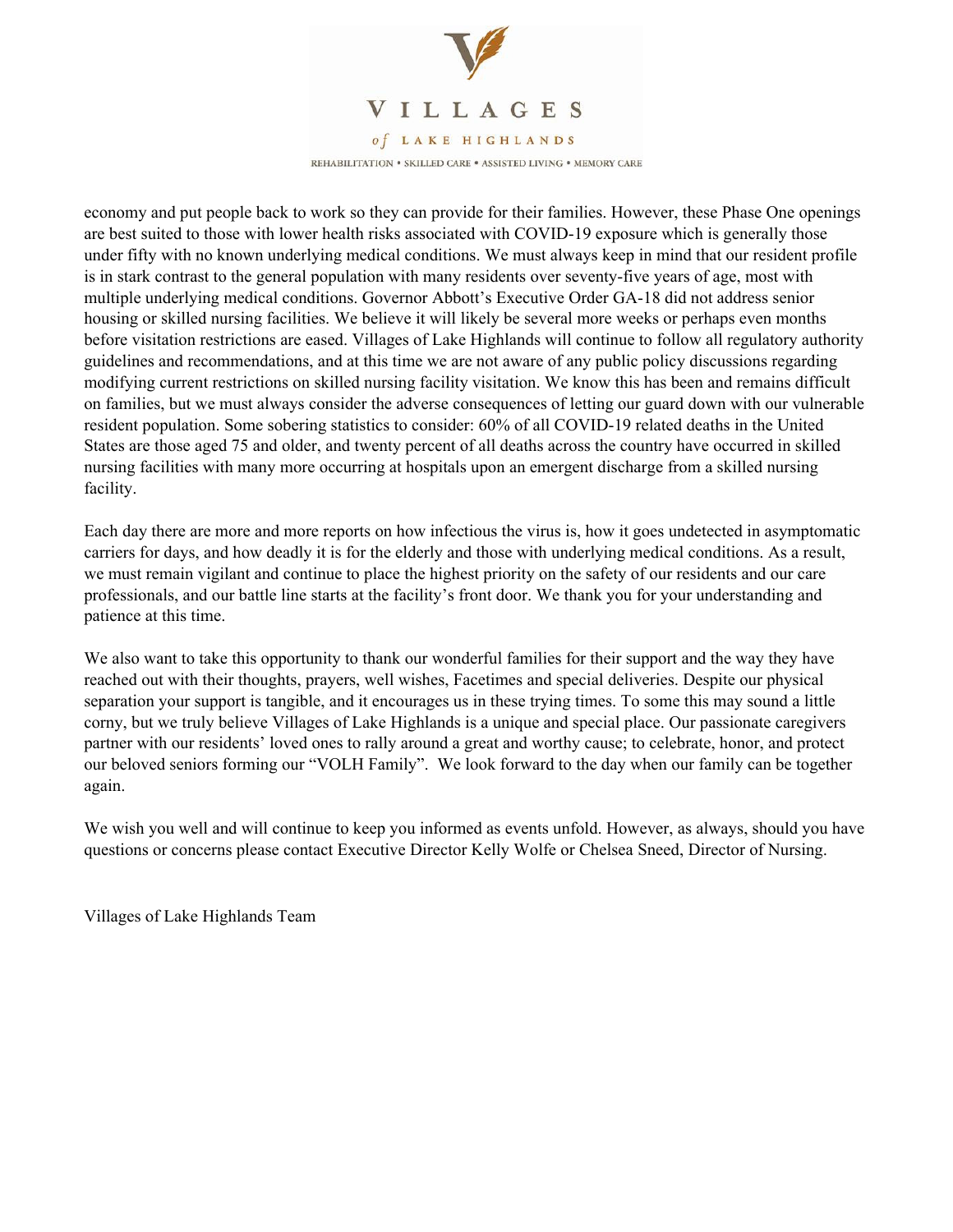economy and put people back to work so they can provide for their families. However, these Phase One openings are best suited to those with lower health risks associated with COVID-19 exposure which is generally those under fifty with no known underlying medical conditions. We must always keep in mind that our resident profile is in stark contrast to the general population with many residents over seventy-five years of age, most with multiple underlying medical conditions. Governor Abbott's Executive Order GA-18 did not address senior housing or skilled nursing facilities. We believe it will likely be several more weeks or perhaps even months before visitation restrictions are eased. Villages of Lake Highlands will continue to follow all regulatory authority guidelines and recommendations, and at this time we are not aware of any public policy discussions regarding modifying current restrictions on skilled nursing facility visitation. We know this has been and remains difficult on families, but we must always consider the adverse consequences of letting our guard down with our vulnerable resident population. Some sobering statistics to consider: 60% of all COVID-19 related deaths in the United States are those aged 75 and older, and twenty percent of all deaths across the country have occurred in skilled nursing facilities with many more occurring at hospitals upon an emergent discharge from a skilled nursing facility.

Each day there are more and more reports on how infectious the virus is, how it goes undetected in asymptomatic carriers for days, and how deadly it is for the elderly and those with underlying medical conditions. As a result, we must remain vigilant and continue to place the highest priority on the safety of our residents and our care professionals, and our battle line starts at the facility's front door. We thank you for your understanding and patience at this time.

We also want to take this opportunity to thank our wonderful families for their support and the way they have reached out with their thoughts, prayers, well wishes, Facetimes and special deliveries. Despite our physical separation your support is tangible, and it encourages us in these trying times. To some this may sound a little corny, but we truly believe Villages of Lake Highlands is a unique and special place. Our passionate caregivers partner with our residents' loved ones to rally around a great and worthy cause; to celebrate, honor, and protect our beloved seniors forming our "VOLH Family". We look forward to the day when our family can be together again.

We wish you well and will continue to keep you informed as events unfold. However, as always, should you have questions or concerns please contact Executive Director Kelly Wolfe or Chelsea Sneed, Director of Nursing.

Villages of Lake Highlands Team